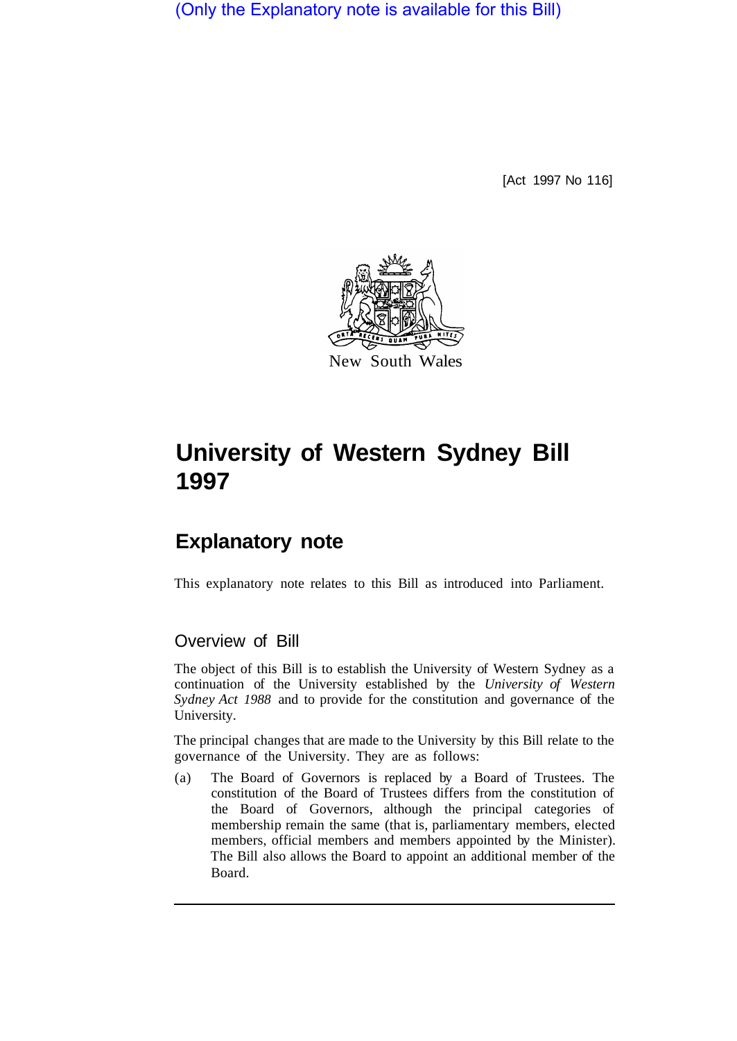(Only the Explanatory note is available for this Bill)

[Act 1997 No 116]

New South Wales

# University of Western Sydney Bill 1997

## Explanatory note

This explanatory note relates to this Bill as introduced into Parliament.

### Overview of Bill

The object of this Bill is to establish the University of Western Sydney as a continuation of the University established by the *University of Western Sydney Act 1988* and to provide for the constitution and governance of the University.

The principal changes that are made to the University by this Bill relate to the governance of the University. They are as follows:

(a) The Board of Governors is replaced by a Board of Trustees. The constitution of the Board of Trustees differs from the constitution of the Board of Governors, although the principal categories of membership remain the same (that is, parliamentary members, elected members, official members and members appointed by the Minister). The Bill also allows the Board to appoint an additional member of the Board.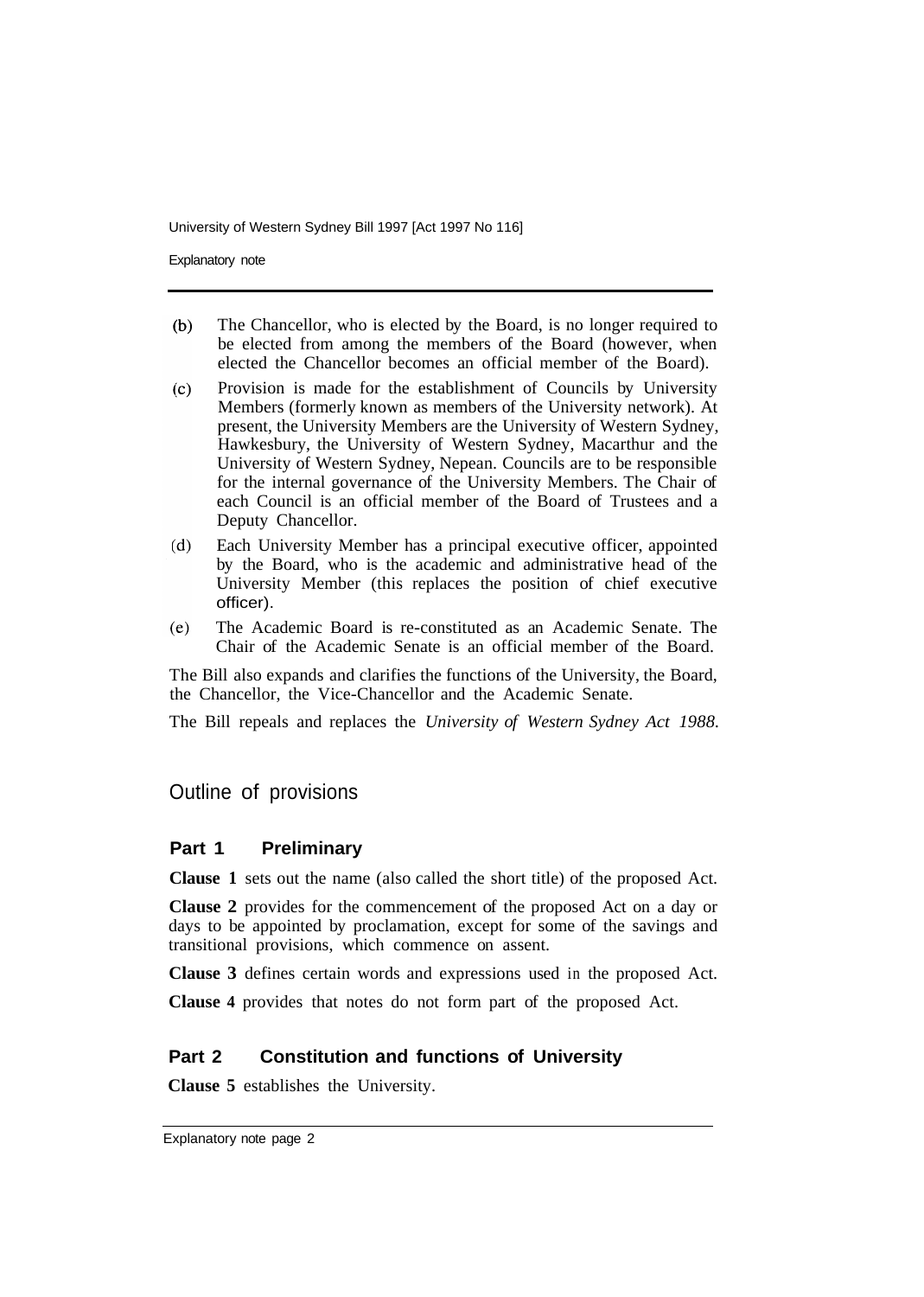(b) The Chancellor, who is elected by the Board, is no longer required to be elected from among the members of the Board (however, when elected the Chancellor becomes an official member of the Board).

(c) Provision is made for the establishment of Councils by University Members (formerly known as members of the University network). At present, the University Members are the University of Western Sydney, Hawkesbury, the University of Western Sydney, Macarthur and the University of Western Sydney, Nepean. Councils are to be responsible for the internal governance of the University Members. The Chair of each Council is an official member of the Board of Trustees and a Deputy Chancellor.

(d) Each University Member has a principal executive officer, appointed by the Board, who is the academic and administrative head of the University Member (this replaces the position of chief executive officer).

(e) The Academic Board is re-constituted as an Academic Senate. The Chair of the Academic Senate is an official member of the Board.

The Bill also expands and clarifies the functions of the University, the Board, the Chancellor, the Vice-Chancellor and the Academic Senate.

The Bill repeals and replaces the *University of Western Sydney Act 1988*.

## Outline of provisions

### Part 1 Preliminary

**Clause 1** sets out the name (also called the short title) of the proposed Act.

**Clause 2** provides for the commencement of the proposed Act on a day or days to be appointed by proclamation, except for some of the savings and transitional provisions, which commence on assent.

**Clause 3** defines certain words and expressions used in the proposed Act.

**Clause 4** provides that notes do not form part of the proposed Act.

### Part 2 Constitution and functions of University

**Clause 5** establishes the University.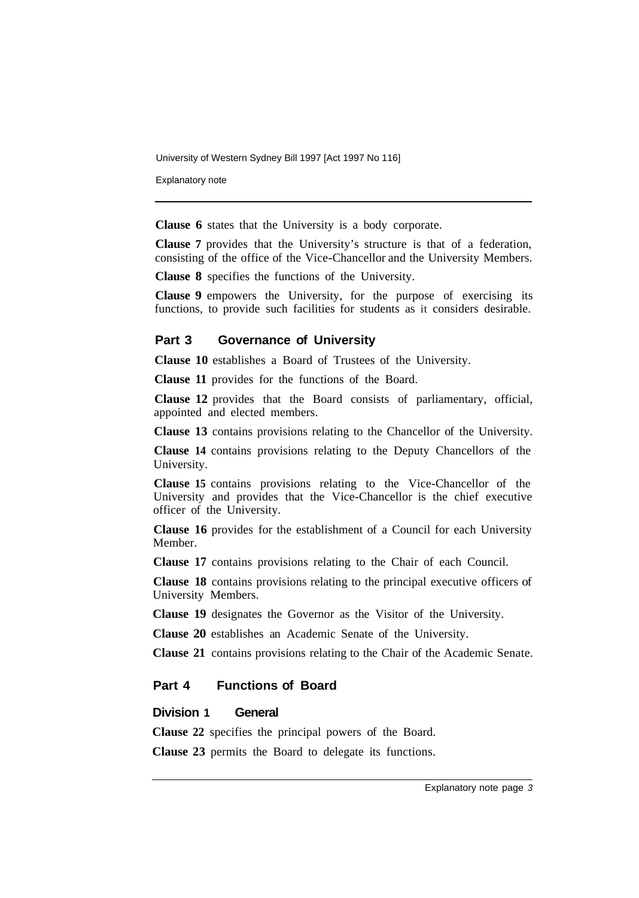**Clause 6** states that the University is a body corporate.

**Clause 7** provides that the University's structure is that of a federation, consisting of the office of the Vice-Chancellor and the University Members.

**Clause 8** specifies the functions of the University.

**Clause 9** empowers the University, for the purpose of exercising its functions, to provide such facilities for students as it considers desirable.

## Part 3 Governance of University

**Clause 10** establishes a Board of Trustees of the University.

**Clause 11** provides for the functions of the Board.

**Clause 12** provides that the Board consists of parliamentary, official, appointed and elected members.

**Clause 13** contains provisions relating to the Chancellor of the University.

**Clause 14** contains provisions relating to the Deputy Chancellors of the University.

**Clause 15** contains provisions relating to the Vice-Chancellor of the University and provides that the Vice-Chancellor is the chief executive officer of the University.

**Clause 16** provides for the establishment of a Council for each University Member.

**Clause 17** contains provisions relating to the Chair of each Council.

**Clause 18** contains provisions relating to the principal executive officers of University Members.

**Clause 19** designates the Governor as the Visitor of the University.

**Clause 20** establishes an Academic Senate of the University.

**Clause 21** contains provisions relating to the Chair of the Academic Senate.

## Part 4 Functions of Board

### Division 1 General

**Clause 22** specifies the principal powers of the Board.

**Clause 23** permits the Board to delegate its functions.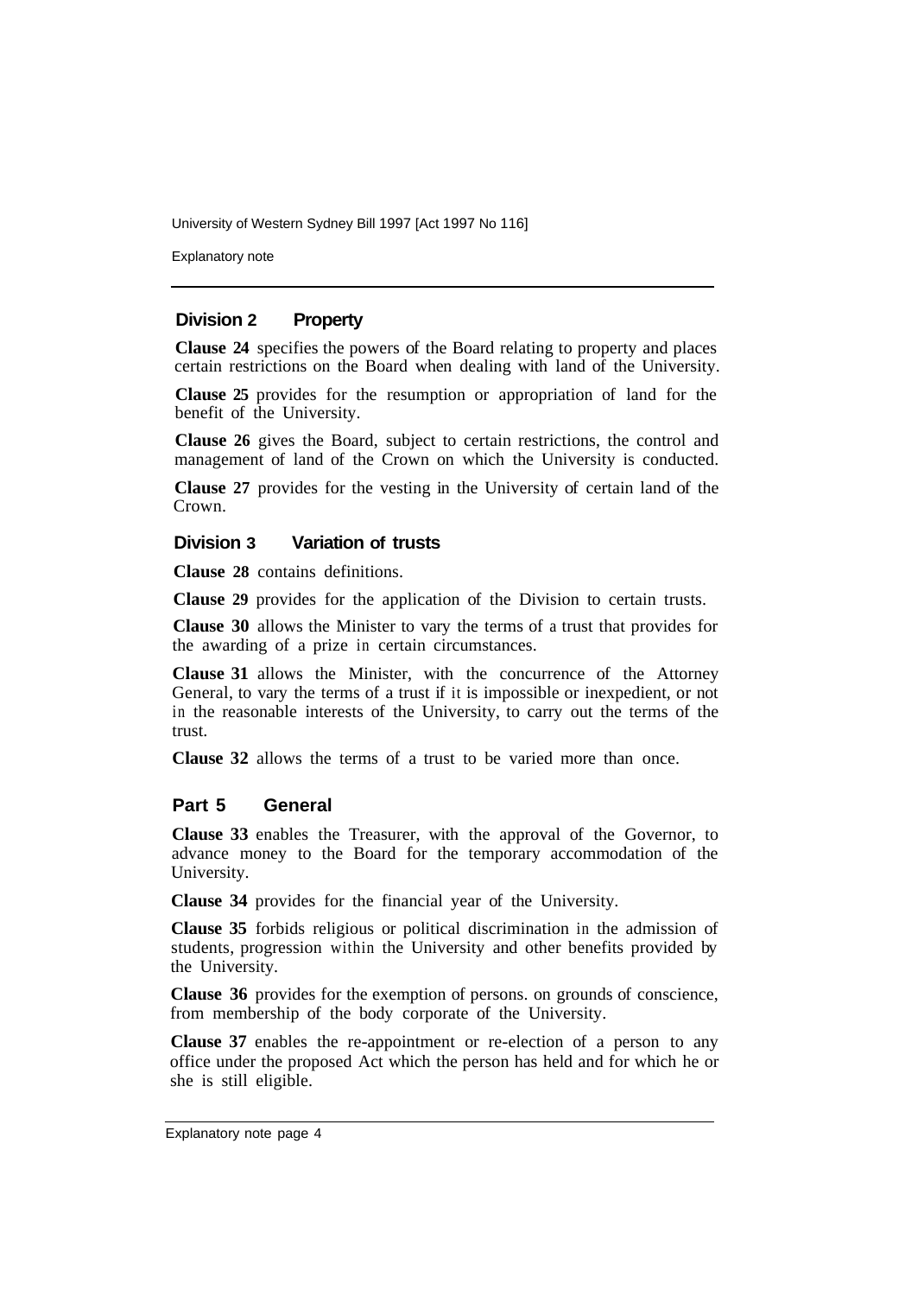## Division 2 Property

**Clause 24** specifies the powers of the Board relating to property and places certain restrictions on the Board when dealing with land of the University.

**Clause 25** provides for the resumption or appropriation of land for the benefit of the University.

**Clause 26** gives the Board, subject to certain restrictions, the control and management of land of the Crown on which the University is conducted.

**Clause 27** provides for the vesting in the University of certain land of the Crown.

## Division 3 Variation of trusts

**Clause 28** contains definitions.

**Clause 29** provides for the application of the Division to certain trusts.

**Clause 30** allows the Minister to vary the terms of a trust that provides for the awarding of a prize in certain circumstances.

**Clause 31** allows the Minister, with the concurrence of the Attorney General, to vary the terms of a trust if it is impossible or inexpedient, or not in the reasonable interests of the University, to carry out the terms of the trust.

**Clause 32** allows the terms of a trust to be varied more than once.

## Part 5 General

**Clause 33** enables the Treasurer, with the approval of the Governor, to advance money to the Board for the temporary accommodation of the University.

**Clause 34** provides for the financial year of the University.

**Clause 35** forbids religious or political discrimination in the admission of students, progression within the University and other benefits provided by the University.

**Clause 36** provides for the exemption of persons. on grounds of conscience, from membership of the body corporate of the University.

**Clause 37** enables the re-appointment or re-election of a person to any office under the proposed Act which the person has held and for which he or she is still eligible.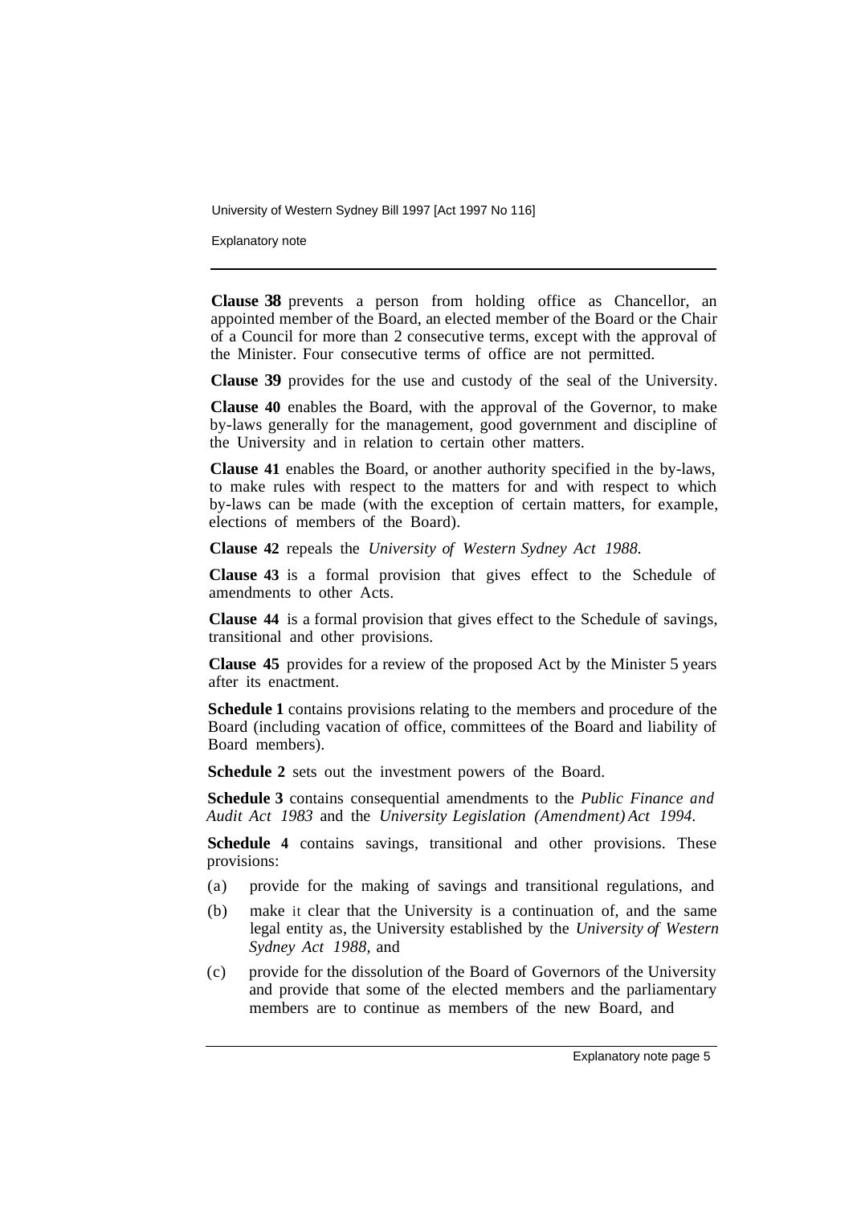**Clause 38** prevents a person from holding office as Chancellor, an appointed member of the Board, an elected member of the Board or the Chair of a Council for more than 2 consecutive terms, except with the approval of the Minister. Four consecutive terms of office are not permitted.

**Clause 39** provides for the use and custody of the seal of the University.

**Clause 40** enables the Board, with the approval of the Governor, to make by-laws generally for the management, good government and discipline of the University and in relation to certain other matters.

**Clause 41** enables the Board, or another authority specified in the by-laws, to make rules with respect to the matters for and with respect to which by-laws can be made (with the exception of certain matters, for example, elections of members of the Board).

**Clause 42** repeals the *University of Western Sydney Act 1988.*

**Clause 43** is a formal provision that gives effect to the Schedule of amendments to other Acts.

**Clause 44** is a formal provision that gives effect to the Schedule of savings, transitional and other provisions.

**Clause 45** provides for a review of the proposed Act by the Minister 5 years after its enactment.

**Schedule 1** contains provisions relating to the members and procedure of the Board (including vacation of office, committees of the Board and liability of Board members).

**Schedule 2** sets out the investment powers of the Board.

**Schedule 3** contains consequential amendments to the *Public Finance and Audit Act 1983* and the *University Legislation (Amendment) Act 1994.*

**Schedule 4** contains savings, transitional and other provisions. These provisions:

(a) provide for the making of savings and transitional regulations, and

(b) make it clear that the University is a continuation of, and the same legal entity as, the University established by the *University of Western Sydney Act 1988,* and

(c) provide for the dissolution of the Board of Governors of the University and provide that some of the elected members and the parliamentary members are to continue as members of the new Board, and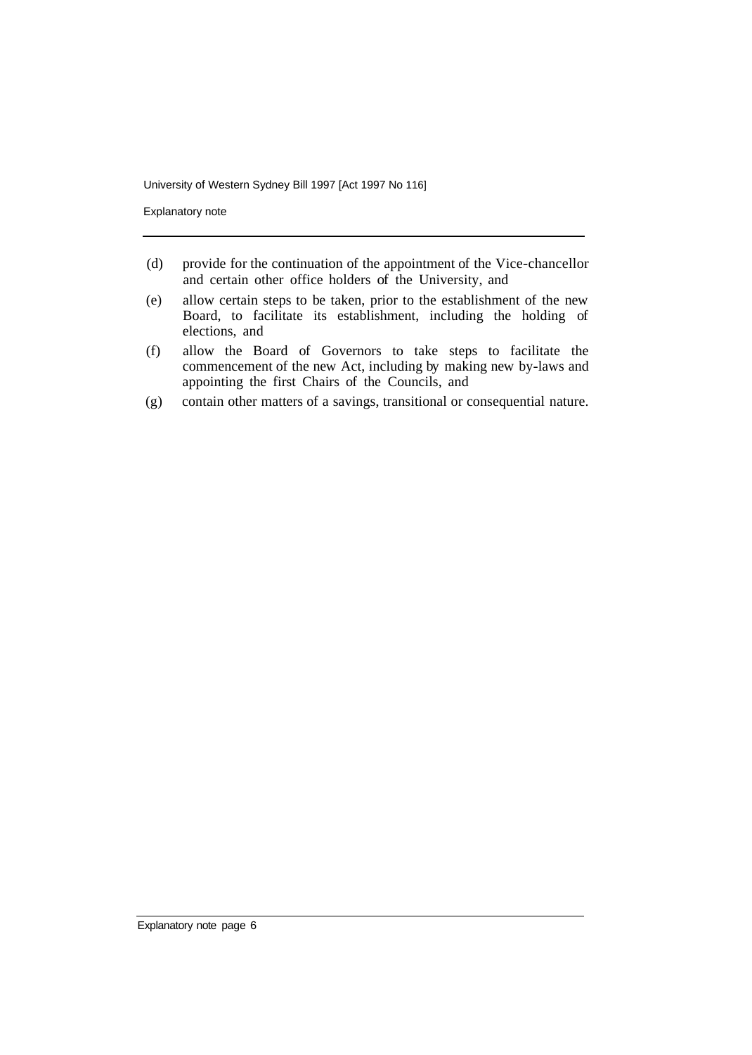(d) provide for the continuation of the appointment of the Vice-chancellor and certain other office holders of the University, and

(e) allow certain steps to be taken, prior to the establishment of the new Board, to facilitate its establishment, including the holding of elections, and

(f) allow the Board of Governors to take steps to facilitate the commencement of the new Act, including by making new by-laws and appointing the first Chairs of the Councils, and

(g) contain other matters of a savings, transitional or consequential nature.